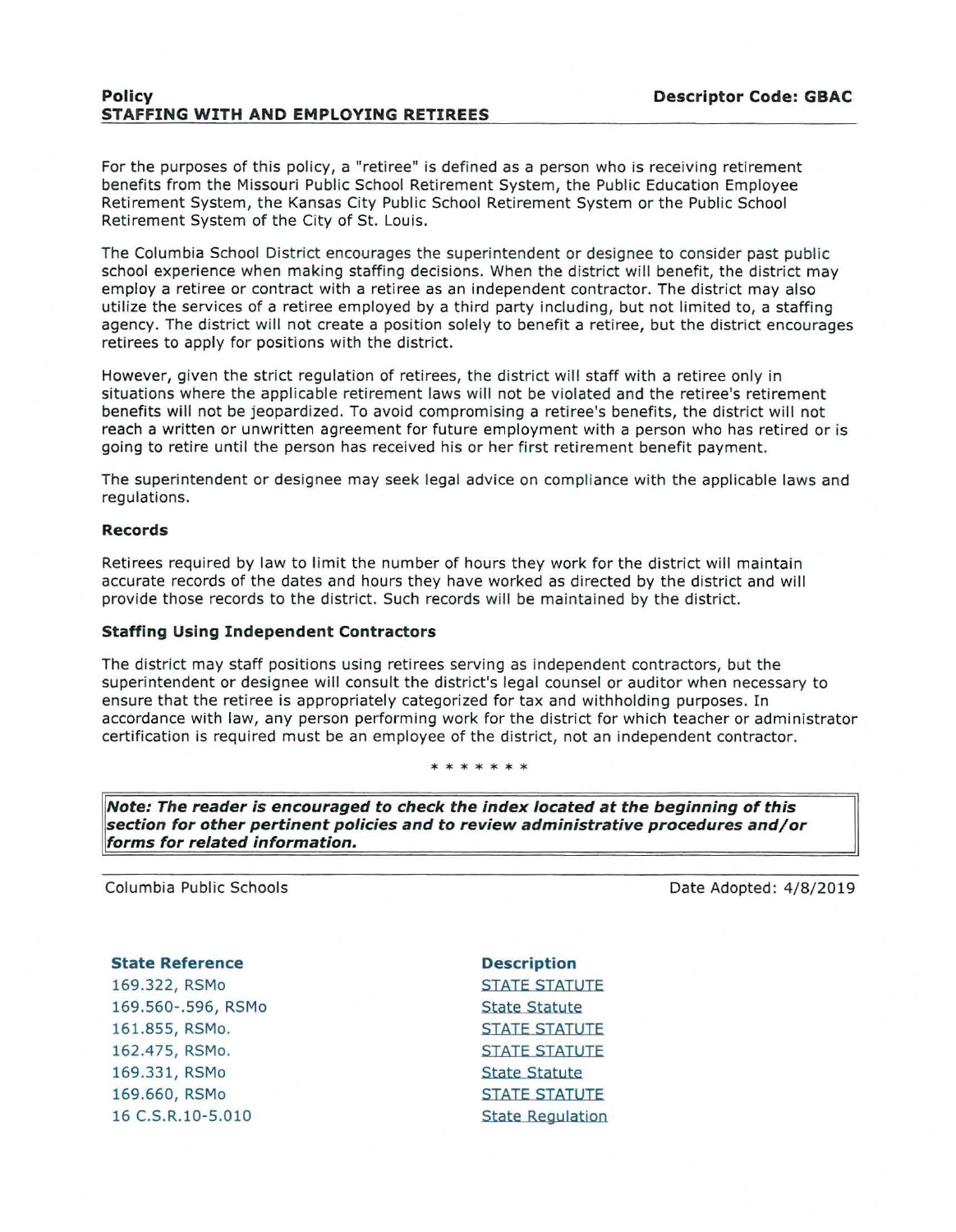**Policy** **Descriptor Code: GBAC**

# STAFFING WITH AND EMPLOYING RETIREES

For the purposes of this policy, a "retiree" is defined as a person who is receiving retirement benefits from the Missouri Public School Retirement System, the Public Education Employee Retirement System, the Kansas City Public School Retirement System or the Public School Retirement System of the City of St. Louis.

The Columbia School District encourages the superintendent or designee to consider past public school experience when making staffing decisions. When the district will benefit, the district may employ a retiree or contract with a retiree as an independent contractor. The district may also utilize the services of a retiree employed by a third party including, but not limited to, a staffing agency. The district will not create a position solely to benefit a retiree, but the district encourages retirees to apply for positions with the district.

However, given the strict regulation of retirees, the district will staff with a retiree only in situations where the applicable retirement laws will not be violated and the retiree's retirement benefits will not be jeopardized. To avoid compromising a retiree's benefits, the district will not reach a written or unwritten agreement for future employment with a person who has retired or is going to retire until the person has received his or her first retirement benefit payment.

The superintendent or designee may seek legal advice on compliance with the applicable laws and regulations.

### Records

Retirees required by law to limit the number of hours they work for the district will maintain accurate records of the dates and hours they have worked as directed by the district and will provide those records to the district. Such records will be maintained by the district.

### Staffing Using Independent Contractors

The district may staff positions using retirees serving as independent contractors, but the superintendent or designee will consult the district's legal counsel or auditor when necessary to ensure that the retiree is appropriately categorized for tax and withholding purposes. In accordance with law, any person performing work for the district for which teacher or administrator certification is required must be an employee of the district, not an independent contractor.

\* \* \* \* \* \* \*

***Note: The reader is encouraged to check the index located at the beginning of this section for other pertinent policies and to review administrative procedures and/or forms for related information.***

Columbia Public Schools Date Adopted: 4/8/2019

| State Reference | Description |
|---|---|
| 169.322, RSMo | STATE STATUTE |
| 169.560-.596, RSMo | State Statute |
| 161.855, RSMo. | STATE STATUTE |
| 162.475, RSMo. | STATE STATUTE |
| 169.331, RSMo | State Statute |
| 169.660, RSMo | STATE STATUTE |
| 16 C.S.R.10-5.010 | State Regulation |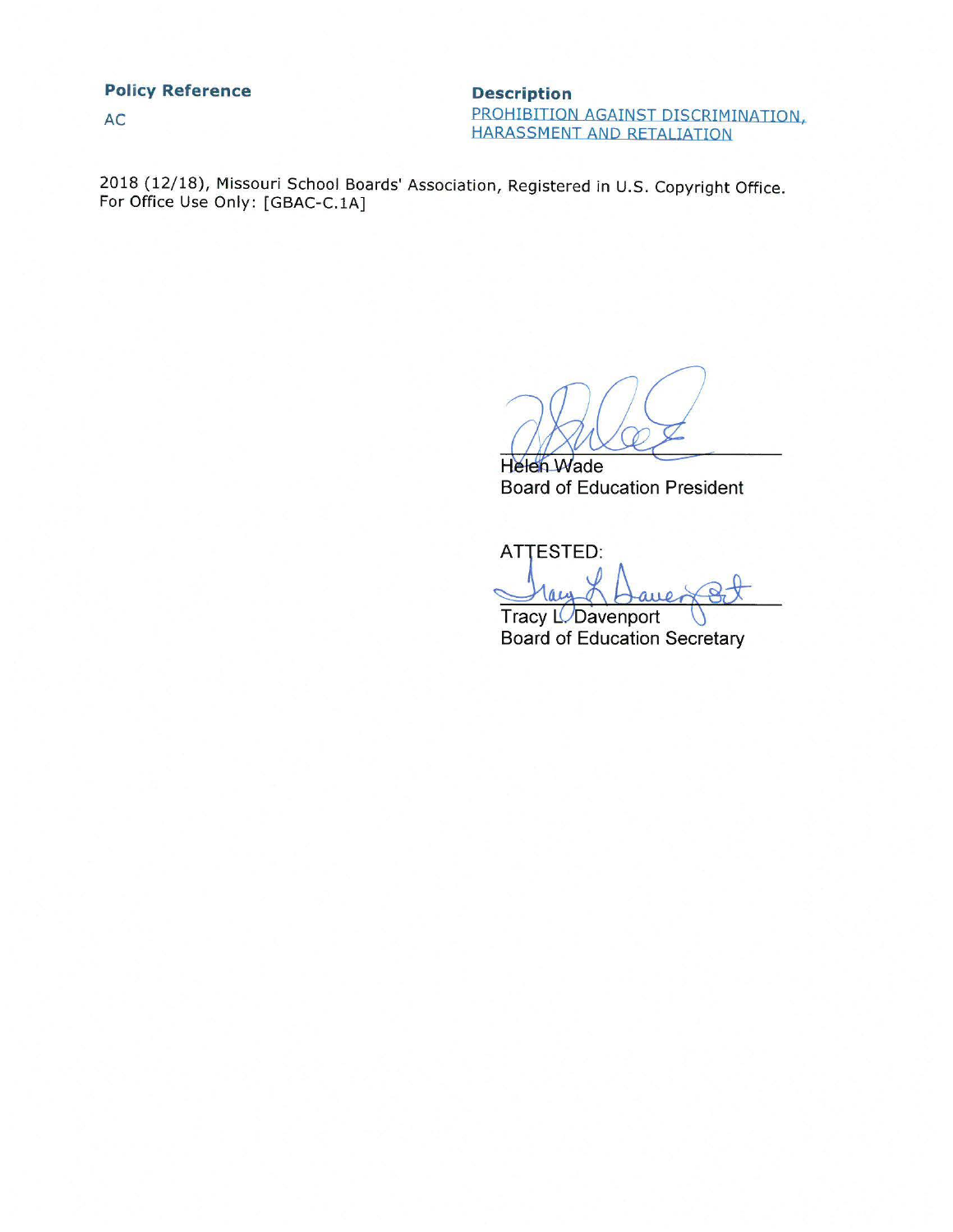| Policy Reference | Description |
| --- | --- |
| AC | PROHIBITION AGAINST DISCRIMINATION, HARASSMENT AND RETALIATION |

2018 (12/18), Missouri School Boards' Association, Registered in U.S. Copyright Office.
For Office Use Only: [GBAC-C.1A]

Helen Wade
Board of Education President

ATTESTED:

Tracy L. Davenport
Board of Education Secretary